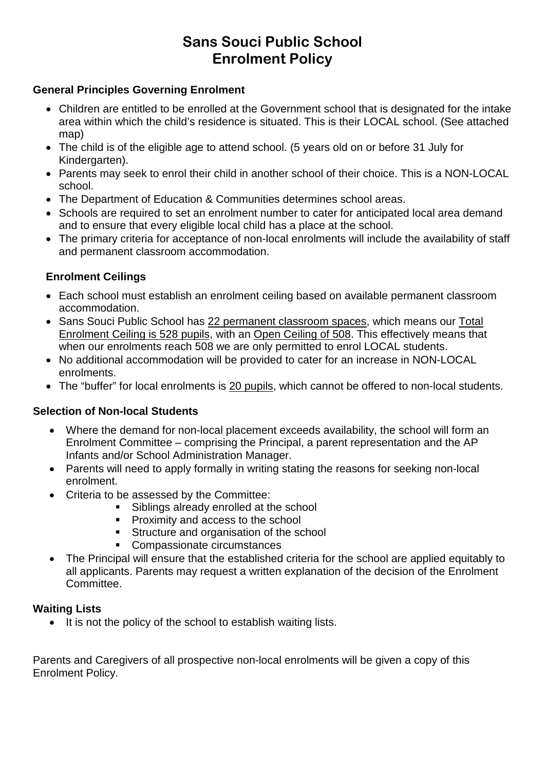# Sans Souci Public School
# Enrolment Policy

### General Principles Governing Enrolment

- Children are entitled to be enrolled at the Government school that is designated for the intake area within which the child's residence is situated. This is their LOCAL school. (See attached map)
- The child is of the eligible age to attend school. (5 years old on or before 31 July for Kindergarten).
- Parents may seek to enrol their child in another school of their choice. This is a NON-LOCAL school.
- The Department of Education & Communities determines school areas.
- Schools are required to set an enrolment number to cater for anticipated local area demand and to ensure that every eligible local child has a place at the school.
- The primary criteria for acceptance of non-local enrolments will include the availability of staff and permanent classroom accommodation.

### Enrolment Ceilings

- Each school must establish an enrolment ceiling based on available permanent classroom accommodation.
- Sans Souci Public School has 22 permanent classroom spaces, which means our Total Enrolment Ceiling is 528 pupils, with an Open Ceiling of 508. This effectively means that when our enrolments reach 508 we are only permitted to enrol LOCAL students.
- No additional accommodation will be provided to cater for an increase in NON-LOCAL enrolments.
- The "buffer" for local enrolments is 20 pupils, which cannot be offered to non-local students.

### Selection of Non-local Students

- Where the demand for non-local placement exceeds availability, the school will form an Enrolment Committee – comprising the Principal, a parent representation and the AP Infants and/or School Administration Manager.
- Parents will need to apply formally in writing stating the reasons for seeking non-local enrolment.
- Criteria to be assessed by the Committee:
  - Siblings already enrolled at the school
  - Proximity and access to the school
  - Structure and organisation of the school
  - Compassionate circumstances
- The Principal will ensure that the established criteria for the school are applied equitably to all applicants. Parents may request a written explanation of the decision of the Enrolment Committee.

### Waiting Lists

- It is not the policy of the school to establish waiting lists.

Parents and Caregivers of all prospective non-local enrolments will be given a copy of this Enrolment Policy.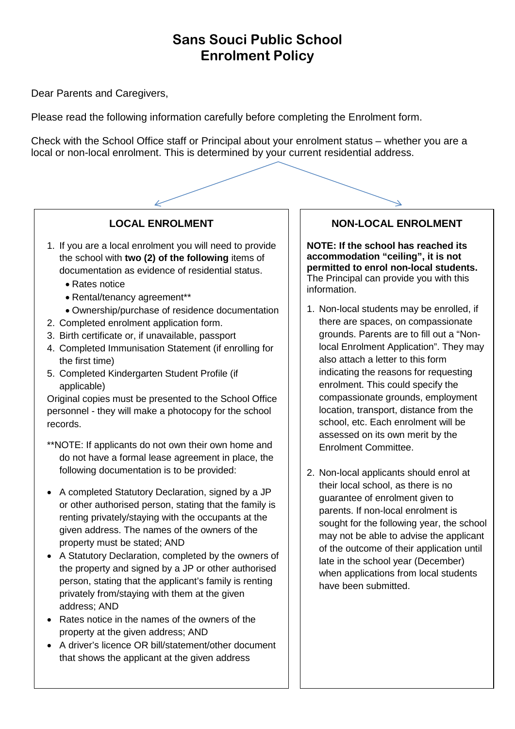# Sans Souci Public School
# Enrolment Policy

Dear Parents and Caregivers,

Please read the following information carefully before completing the Enrolment form.

Check with the School Office staff or Principal about your enrolment status – whether you are a local or non-local enrolment. This is determined by your current residential address.

## LOCAL ENROLMENT

1. If you are a local enrolment you will need to provide the school with **two (2) of the following** items of documentation as evidence of residential status.
   - Rates notice
   - Rental/tenancy agreement**
   - Ownership/purchase of residence documentation
2. Completed enrolment application form.
3. Birth certificate or, if unavailable, passport
4. Completed Immunisation Statement (if enrolling for the first time)
5. Completed Kindergarten Student Profile (if applicable)

Original copies must be presented to the School Office personnel - they will make a photocopy for the school records.

**NOTE: If applicants do not own their own home and do not have a formal lease agreement in place, the following documentation is to be provided:

- A completed Statutory Declaration, signed by a JP or other authorised person, stating that the family is renting privately/staying with the occupants at the given address. The names of the owners of the property must be stated; AND
- A Statutory Declaration, completed by the owners of the property and signed by a JP or other authorised person, stating that the applicant's family is renting privately from/staying with them at the given address; AND
- Rates notice in the names of the owners of the property at the given address; AND
- A driver's licence OR bill/statement/other document that shows the applicant at the given address

## NON-LOCAL ENROLMENT

**NOTE: If the school has reached its accommodation "ceiling", it is not permitted to enrol non-local students.** The Principal can provide you with this information.

1. Non-local students may be enrolled, if there are spaces, on compassionate grounds. Parents are to fill out a "Non-local Enrolment Application". They may also attach a letter to this form indicating the reasons for requesting enrolment. This could specify the compassionate grounds, employment location, transport, distance from the school, etc. Each enrolment will be assessed on its own merit by the Enrolment Committee.

2. Non-local applicants should enrol at their local school, as there is no guarantee of enrolment given to parents. If non-local enrolment is sought for the following year, the school may not be able to advise the applicant of the outcome of their application until late in the school year (December) when applications from local students have been submitted.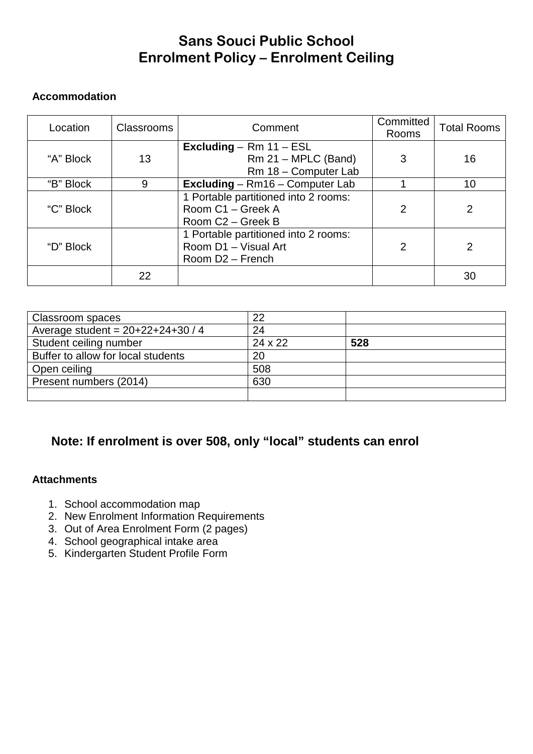# Sans Souci Public School
# Enrolment Policy – Enrolment Ceiling

**Accommodation**

| Location | Classrooms | Comment | Committed Rooms | Total Rooms |
|---|---|---|---|---|
| "A" Block | 13 | **Excluding** – Rm 11 – ESL<br>Rm 21 – MPLC (Band)<br>Rm 18 – Computer Lab | 3 | 16 |
| "B" Block | 9 | **Excluding** – Rm16 – Computer Lab | 1 | 10 |
| "C" Block | | 1 Portable partitioned into 2 rooms:<br>Room C1 – Greek A<br>Room C2 – Greek B | 2 | 2 |
| "D" Block | | 1 Portable partitioned into 2 rooms:<br>Room D1 – Visual Art<br>Room D2 – French | 2 | 2 |
| | 22 | | | 30 |

| | | |
|---|---|---|
| Classroom spaces | 22 | |
| Average student = 20+22+24+30 / 4 | 24 | |
| Student ceiling number | 24 x 22 | **528** |
| Buffer to allow for local students | 20 | |
| Open ceiling | 508 | |
| Present numbers (2014) | 630 | |
| | | |

**Note: If enrolment is over 508, only "local" students can enrol**

**Attachments**

1. School accommodation map
2. New Enrolment Information Requirements
3. Out of Area Enrolment Form (2 pages)
4. School geographical intake area
5. Kindergarten Student Profile Form